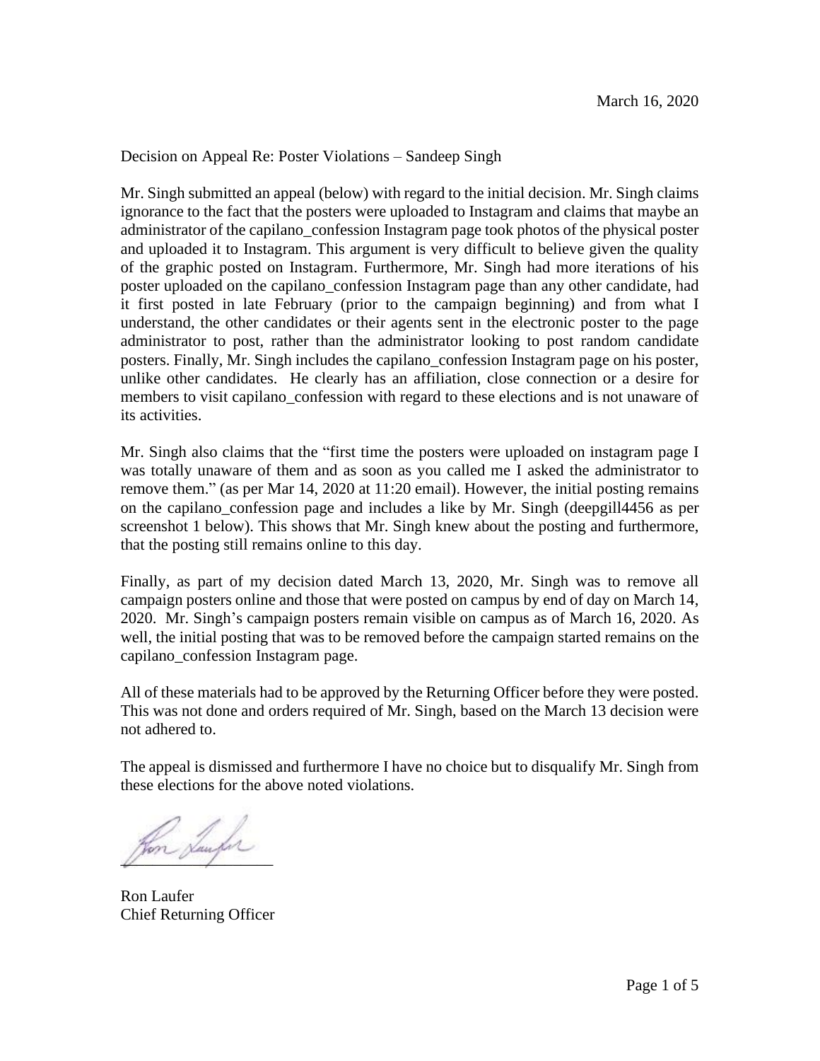March 16, 2020

Decision on Appeal Re: Poster Violations – Sandeep Singh

Mr. Singh submitted an appeal (below) with regard to the initial decision. Mr. Singh claims ignorance to the fact that the posters were uploaded to Instagram and claims that maybe an administrator of the capilano_confession Instagram page took photos of the physical poster and uploaded it to Instagram. This argument is very difficult to believe given the quality of the graphic posted on Instagram. Furthermore, Mr. Singh had more iterations of his poster uploaded on the capilano_confession Instagram page than any other candidate, had it first posted in late February (prior to the campaign beginning) and from what I understand, the other candidates or their agents sent in the electronic poster to the page administrator to post, rather than the administrator looking to post random candidate posters. Finally, Mr. Singh includes the capilano_confession Instagram page on his poster, unlike other candidates. He clearly has an affiliation, close connection or a desire for members to visit capilano_confession with regard to these elections and is not unaware of its activities.

Mr. Singh also claims that the "first time the posters were uploaded on instagram page I was totally unaware of them and as soon as you called me I asked the administrator to remove them." (as per Mar 14, 2020 at 11:20 email). However, the initial posting remains on the capilano_confession page and includes a like by Mr. Singh (deepgill4456 as per screenshot 1 below). This shows that Mr. Singh knew about the posting and furthermore, that the posting still remains online to this day.

Finally, as part of my decision dated March 13, 2020, Mr. Singh was to remove all campaign posters online and those that were posted on campus by end of day on March 14, 2020. Mr. Singh's campaign posters remain visible on campus as of March 16, 2020. As well, the initial posting that was to be removed before the campaign started remains on the capilano_confession Instagram page.

All of these materials had to be approved by the Returning Officer before they were posted. This was not done and orders required of Mr. Singh, based on the March 13 decision were not adhered to.

The appeal is dismissed and furthermore I have no choice but to disqualify Mr. Singh from these elections for the above noted violations.

Ron Laufer
Chief Returning Officer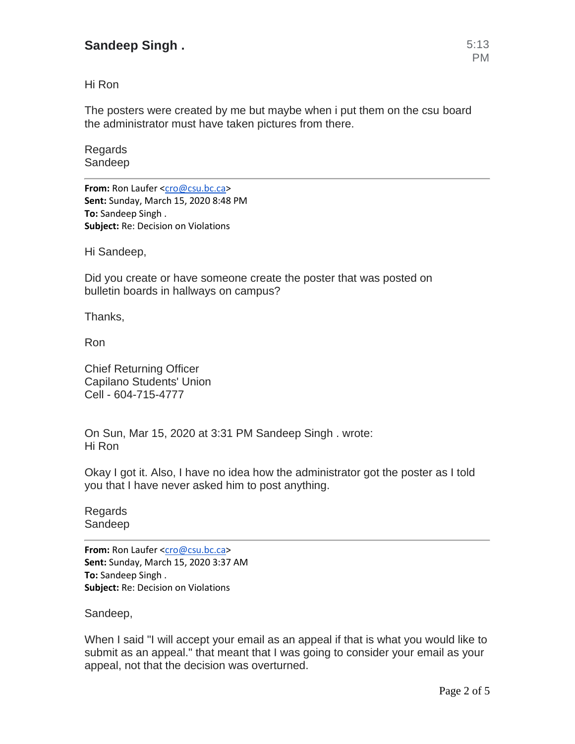**Sandeep Singh .** 5:13 PM

Hi Ron

The posters were created by me but maybe when i put them on the csu board the administrator must have taken pictures from there.

Regards
Sandeep

---

**From:** Ron Laufer <cro@csu.bc.ca>
**Sent:** Sunday, March 15, 2020 8:48 PM
**To:** Sandeep Singh .
**Subject:** Re: Decision on Violations

Hi Sandeep,

Did you create or have someone create the poster that was posted on bulletin boards in hallways on campus?

Thanks,

Ron

Chief Returning Officer
Capilano Students' Union
Cell - 604-715-4777

On Sun, Mar 15, 2020 at 3:31 PM Sandeep Singh . wrote:
Hi Ron

Okay I got it. Also, I have no idea how the administrator got the poster as I told you that I have never asked him to post anything.

Regards
Sandeep

---

**From:** Ron Laufer <cro@csu.bc.ca>
**Sent:** Sunday, March 15, 2020 3:37 AM
**To:** Sandeep Singh .
**Subject:** Re: Decision on Violations

Sandeep,

When I said "I will accept your email as an appeal if that is what you would like to submit as an appeal." that meant that I was going to consider your email as your appeal, not that the decision was overturned.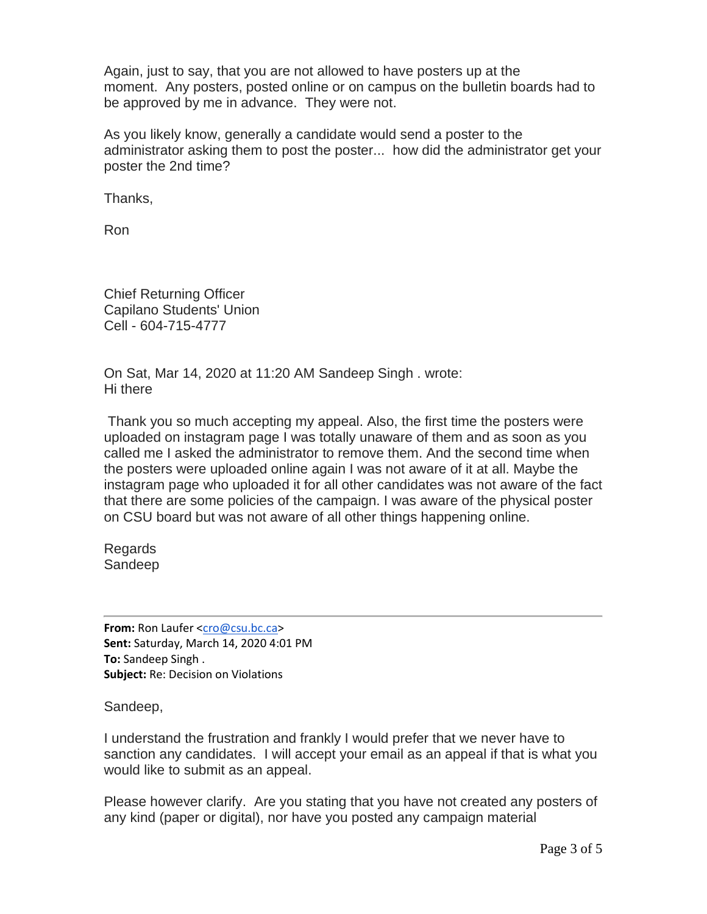Again, just to say, that you are not allowed to have posters up at the moment. Any posters, posted online or on campus on the bulletin boards had to be approved by me in advance. They were not.

As you likely know, generally a candidate would send a poster to the administrator asking them to post the poster... how did the administrator get your poster the 2nd time?

Thanks,

Ron

Chief Returning Officer
Capilano Students' Union
Cell - 604-715-4777

On Sat, Mar 14, 2020 at 11:20 AM Sandeep Singh . wrote:
Hi there

Thank you so much accepting my appeal. Also, the first time the posters were uploaded on instagram page I was totally unaware of them and as soon as you called me I asked the administrator to remove them. And the second time when the posters were uploaded online again I was not aware of it at all. Maybe the instagram page who uploaded it for all other candidates was not aware of the fact that there are some policies of the campaign. I was aware of the physical poster on CSU board but was not aware of all other things happening online.

Regards
Sandeep

---

**From:** Ron Laufer <cro@csu.bc.ca>
**Sent:** Saturday, March 14, 2020 4:01 PM
**To:** Sandeep Singh .
**Subject:** Re: Decision on Violations

Sandeep,

I understand the frustration and frankly I would prefer that we never have to sanction any candidates. I will accept your email as an appeal if that is what you would like to submit as an appeal.

Please however clarify. Are you stating that you have not created any posters of any kind (paper or digital), nor have you posted any campaign material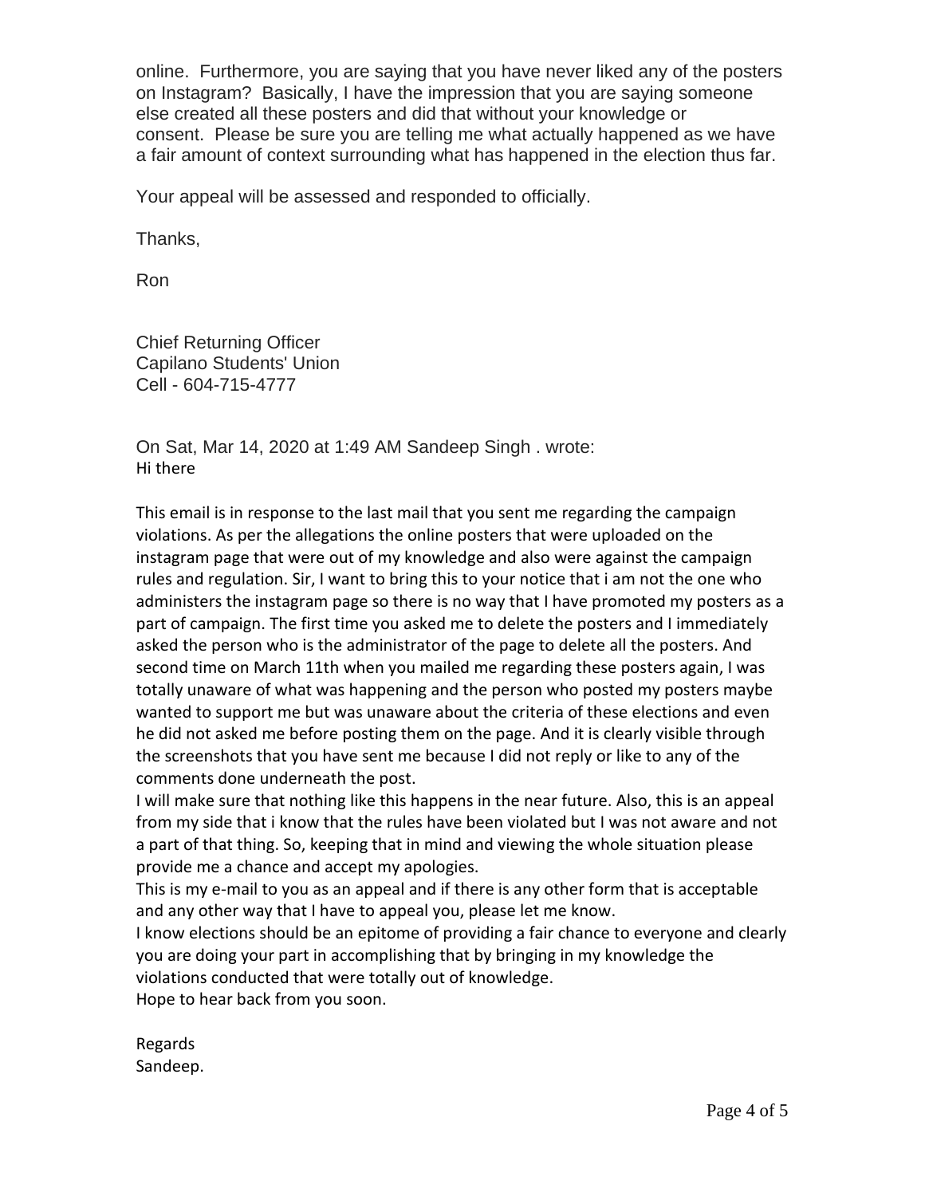online. Furthermore, you are saying that you have never liked any of the posters on Instagram? Basically, I have the impression that you are saying someone else created all these posters and did that without your knowledge or consent. Please be sure you are telling me what actually happened as we have a fair amount of context surrounding what has happened in the election thus far.

Your appeal will be assessed and responded to officially.

Thanks,

Ron

Chief Returning Officer
Capilano Students' Union
Cell - 604-715-4777

On Sat, Mar 14, 2020 at 1:49 AM Sandeep Singh . wrote:
Hi there

This email is in response to the last mail that you sent me regarding the campaign violations. As per the allegations the online posters that were uploaded on the instagram page that were out of my knowledge and also were against the campaign rules and regulation. Sir, I want to bring this to your notice that i am not the one who administers the instagram page so there is no way that I have promoted my posters as a part of campaign. The first time you asked me to delete the posters and I immediately asked the person who is the administrator of the page to delete all the posters. And second time on March 11th when you mailed me regarding these posters again, I was totally unaware of what was happening and the person who posted my posters maybe wanted to support me but was unaware about the criteria of these elections and even he did not asked me before posting them on the page. And it is clearly visible through the screenshots that you have sent me because I did not reply or like to any of the comments done underneath the post.
I will make sure that nothing like this happens in the near future. Also, this is an appeal from my side that i know that the rules have been violated but I was not aware and not a part of that thing. So, keeping that in mind and viewing the whole situation please provide me a chance and accept my apologies.
This is my e-mail to you as an appeal and if there is any other form that is acceptable and any other way that I have to appeal you, please let me know.
I know elections should be an epitome of providing a fair chance to everyone and clearly you are doing your part in accomplishing that by bringing in my knowledge the violations conducted that were totally out of knowledge.
Hope to hear back from you soon.

Regards
Sandeep.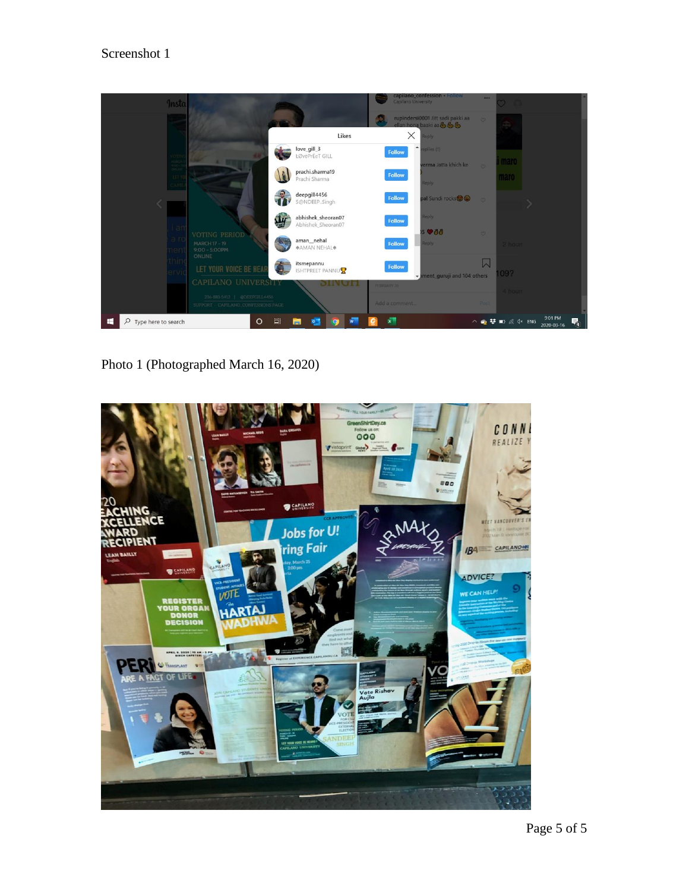Screenshot 1

Photo 1 (Photographed March 16, 2020)